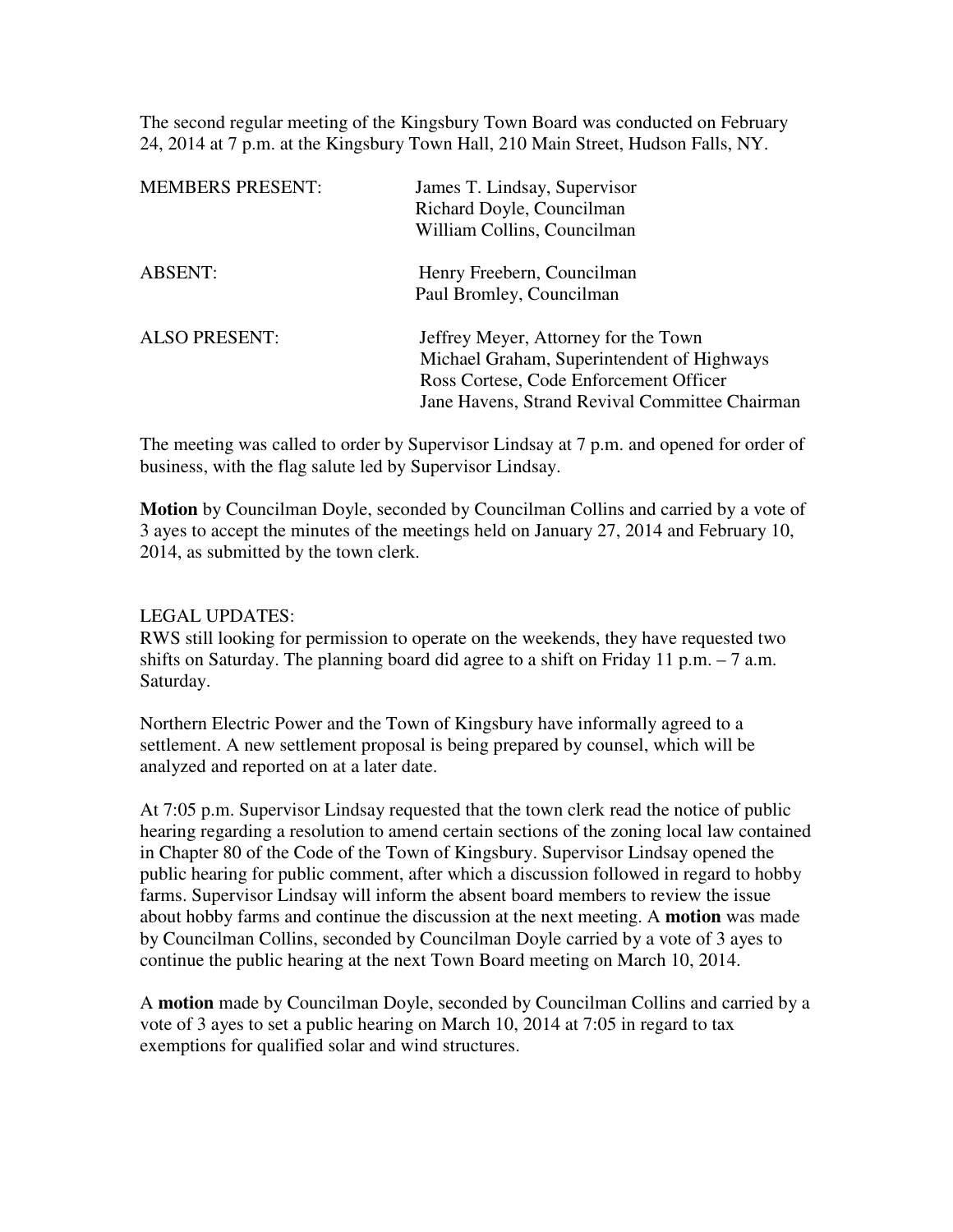The second regular meeting of the Kingsbury Town Board was conducted on February 24, 2014 at 7 p.m. at the Kingsbury Town Hall, 210 Main Street, Hudson Falls, NY.

| | |
|---|---|
| MEMBERS PRESENT: | James T. Lindsay, Supervisor<br>Richard Doyle, Councilman<br>William Collins, Councilman |
| ABSENT: | Henry Freebern, Councilman<br>Paul Bromley, Councilman |
| ALSO PRESENT: | Jeffrey Meyer, Attorney for the Town<br>Michael Graham, Superintendent of Highways<br>Ross Cortese, Code Enforcement Officer<br>Jane Havens, Strand Revival Committee Chairman |

The meeting was called to order by Supervisor Lindsay at 7 p.m. and opened for order of business, with the flag salute led by Supervisor Lindsay.

**Motion** by Councilman Doyle, seconded by Councilman Collins and carried by a vote of 3 ayes to accept the minutes of the meetings held on January 27, 2014 and February 10, 2014, as submitted by the town clerk.

LEGAL UPDATES:
RWS still looking for permission to operate on the weekends, they have requested two shifts on Saturday. The planning board did agree to a shift on Friday 11 p.m. – 7 a.m. Saturday.

Northern Electric Power and the Town of Kingsbury have informally agreed to a settlement. A new settlement proposal is being prepared by counsel, which will be analyzed and reported on at a later date.

At 7:05 p.m. Supervisor Lindsay requested that the town clerk read the notice of public hearing regarding a resolution to amend certain sections of the zoning local law contained in Chapter 80 of the Code of the Town of Kingsbury. Supervisor Lindsay opened the public hearing for public comment, after which a discussion followed in regard to hobby farms. Supervisor Lindsay will inform the absent board members to review the issue about hobby farms and continue the discussion at the next meeting. A **motion** was made by Councilman Collins, seconded by Councilman Doyle carried by a vote of 3 ayes to continue the public hearing at the next Town Board meeting on March 10, 2014.

A **motion** made by Councilman Doyle, seconded by Councilman Collins and carried by a vote of 3 ayes to set a public hearing on March 10, 2014 at 7:05 in regard to tax exemptions for qualified solar and wind structures.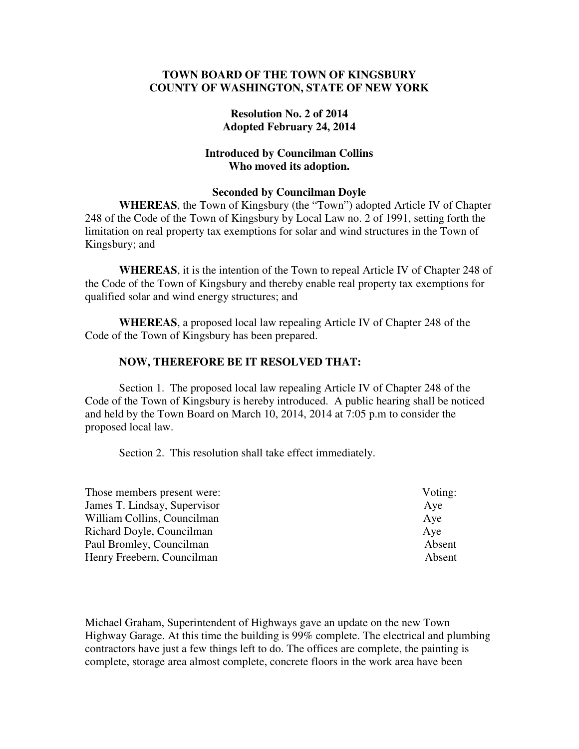**TOWN BOARD OF THE TOWN OF KINGSBURY**
**COUNTY OF WASHINGTON, STATE OF NEW YORK**

**Resolution No. 2 of 2014**
**Adopted February 24, 2014**

**Introduced by Councilman Collins**
**Who moved its adoption.**

**Seconded by Councilman Doyle**

**WHEREAS**, the Town of Kingsbury (the "Town") adopted Article IV of Chapter 248 of the Code of the Town of Kingsbury by Local Law no. 2 of 1991, setting forth the limitation on real property tax exemptions for solar and wind structures in the Town of Kingsbury; and

**WHEREAS**, it is the intention of the Town to repeal Article IV of Chapter 248 of the Code of the Town of Kingsbury and thereby enable real property tax exemptions for qualified solar and wind energy structures; and

**WHEREAS**, a proposed local law repealing Article IV of Chapter 248 of the Code of the Town of Kingsbury has been prepared.

**NOW, THEREFORE BE IT RESOLVED THAT:**

Section 1. The proposed local law repealing Article IV of Chapter 248 of the Code of the Town of Kingsbury is hereby introduced. A public hearing shall be noticed and held by the Town Board on March 10, 2014, 2014 at 7:05 p.m to consider the proposed local law.

Section 2. This resolution shall take effect immediately.

| Those members present were: | Voting: |
|---|---|
| James T. Lindsay, Supervisor | Aye |
| William Collins, Councilman | Aye |
| Richard Doyle, Councilman | Aye |
| Paul Bromley, Councilman | Absent |
| Henry Freebern, Councilman | Absent |

Michael Graham, Superintendent of Highways gave an update on the new Town Highway Garage. At this time the building is 99% complete. The electrical and plumbing contractors have just a few things left to do. The offices are complete, the painting is complete, storage area almost complete, concrete floors in the work area have been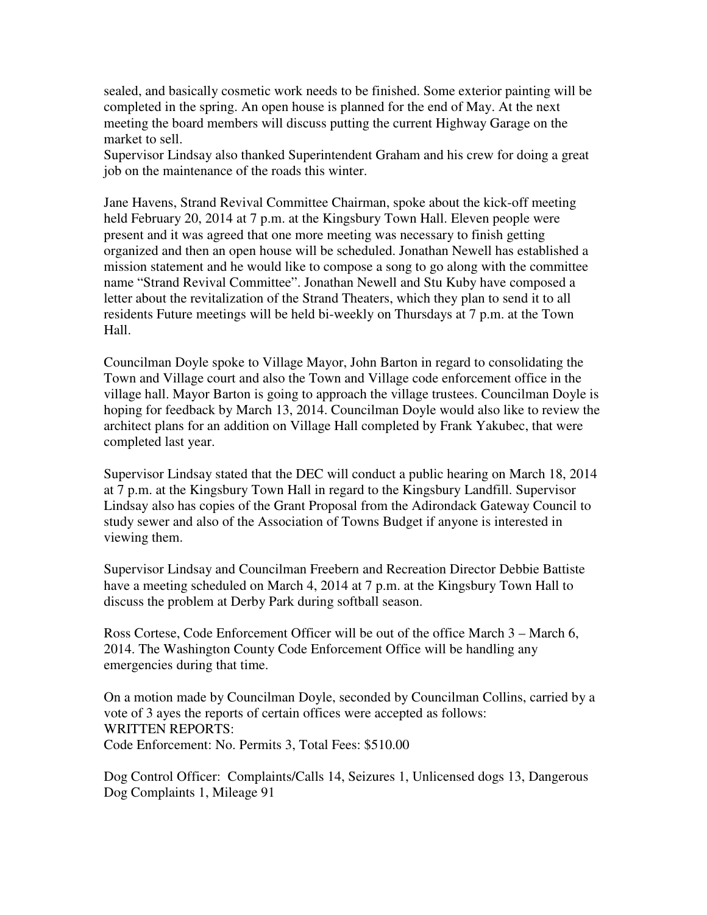sealed, and basically cosmetic work needs to be finished. Some exterior painting will be completed in the spring. An open house is planned for the end of May. At the next meeting the board members will discuss putting the current Highway Garage on the market to sell.

Supervisor Lindsay also thanked Superintendent Graham and his crew for doing a great job on the maintenance of the roads this winter.

Jane Havens, Strand Revival Committee Chairman, spoke about the kick-off meeting held February 20, 2014 at 7 p.m. at the Kingsbury Town Hall. Eleven people were present and it was agreed that one more meeting was necessary to finish getting organized and then an open house will be scheduled. Jonathan Newell has established a mission statement and he would like to compose a song to go along with the committee name "Strand Revival Committee". Jonathan Newell and Stu Kuby have composed a letter about the revitalization of the Strand Theaters, which they plan to send it to all residents Future meetings will be held bi-weekly on Thursdays at 7 p.m. at the Town Hall.

Councilman Doyle spoke to Village Mayor, John Barton in regard to consolidating the Town and Village court and also the Town and Village code enforcement office in the village hall. Mayor Barton is going to approach the village trustees. Councilman Doyle is hoping for feedback by March 13, 2014. Councilman Doyle would also like to review the architect plans for an addition on Village Hall completed by Frank Yakubec, that were completed last year.

Supervisor Lindsay stated that the DEC will conduct a public hearing on March 18, 2014 at 7 p.m. at the Kingsbury Town Hall in regard to the Kingsbury Landfill. Supervisor Lindsay also has copies of the Grant Proposal from the Adirondack Gateway Council to study sewer and also of the Association of Towns Budget if anyone is interested in viewing them.

Supervisor Lindsay and Councilman Freebern and Recreation Director Debbie Battiste have a meeting scheduled on March 4, 2014 at 7 p.m. at the Kingsbury Town Hall to discuss the problem at Derby Park during softball season.

Ross Cortese, Code Enforcement Officer will be out of the office March 3 – March 6, 2014. The Washington County Code Enforcement Office will be handling any emergencies during that time.

On a motion made by Councilman Doyle, seconded by Councilman Collins, carried by a vote of 3 ayes the reports of certain offices were accepted as follows:
WRITTEN REPORTS:
Code Enforcement: No. Permits 3, Total Fees: $510.00

Dog Control Officer: Complaints/Calls 14, Seizures 1, Unlicensed dogs 13, Dangerous Dog Complaints 1, Mileage 91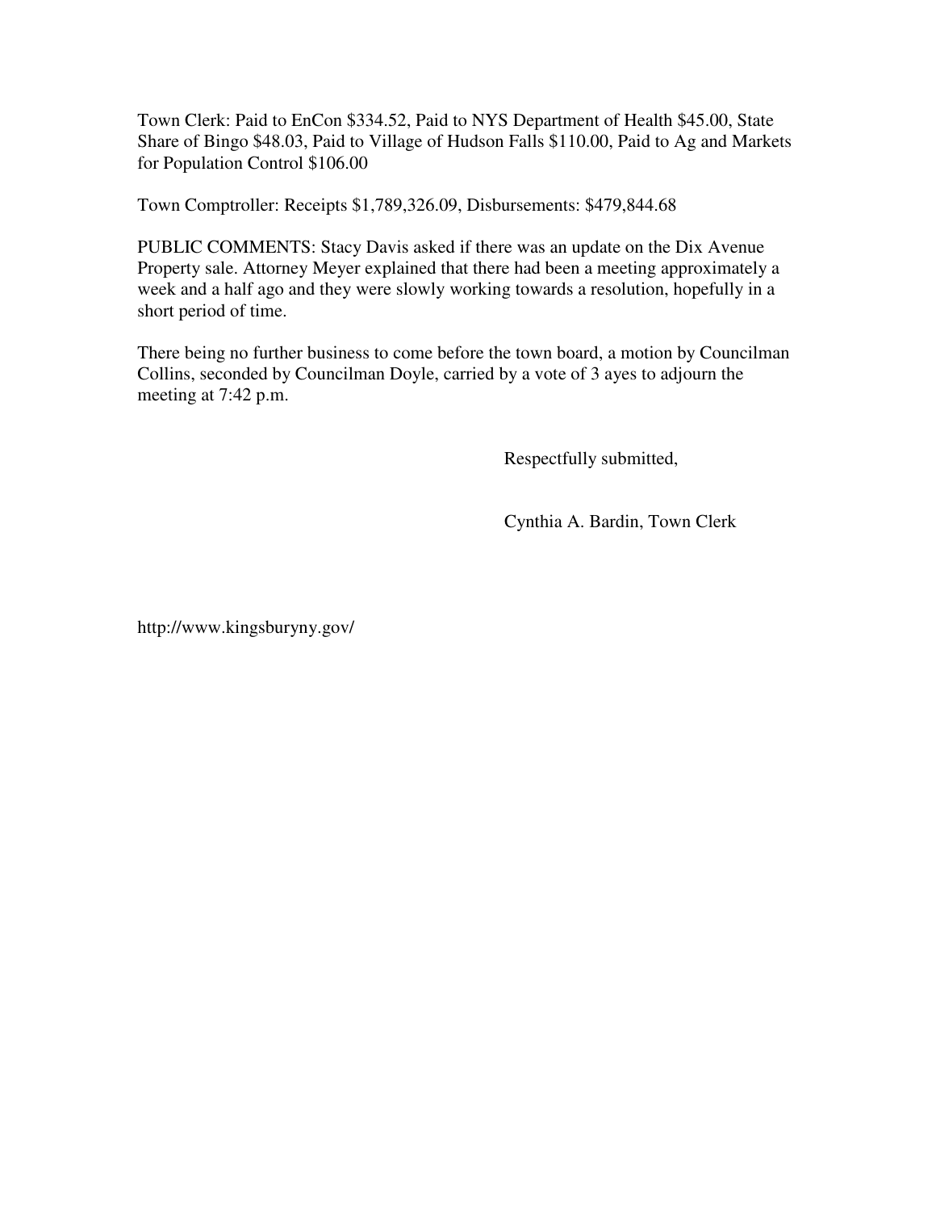Town Clerk: Paid to EnCon $334.52, Paid to NYS Department of Health $45.00, State Share of Bingo $48.03, Paid to Village of Hudson Falls $110.00, Paid to Ag and Markets for Population Control $106.00

Town Comptroller: Receipts $1,789,326.09, Disbursements: $479,844.68

PUBLIC COMMENTS: Stacy Davis asked if there was an update on the Dix Avenue Property sale. Attorney Meyer explained that there had been a meeting approximately a week and a half ago and they were slowly working towards a resolution, hopefully in a short period of time.

There being no further business to come before the town board, a motion by Councilman Collins, seconded by Councilman Doyle, carried by a vote of 3 ayes to adjourn the meeting at 7:42 p.m.

Respectfully submitted,

Cynthia A. Bardin, Town Clerk

http://www.kingsburyny.gov/